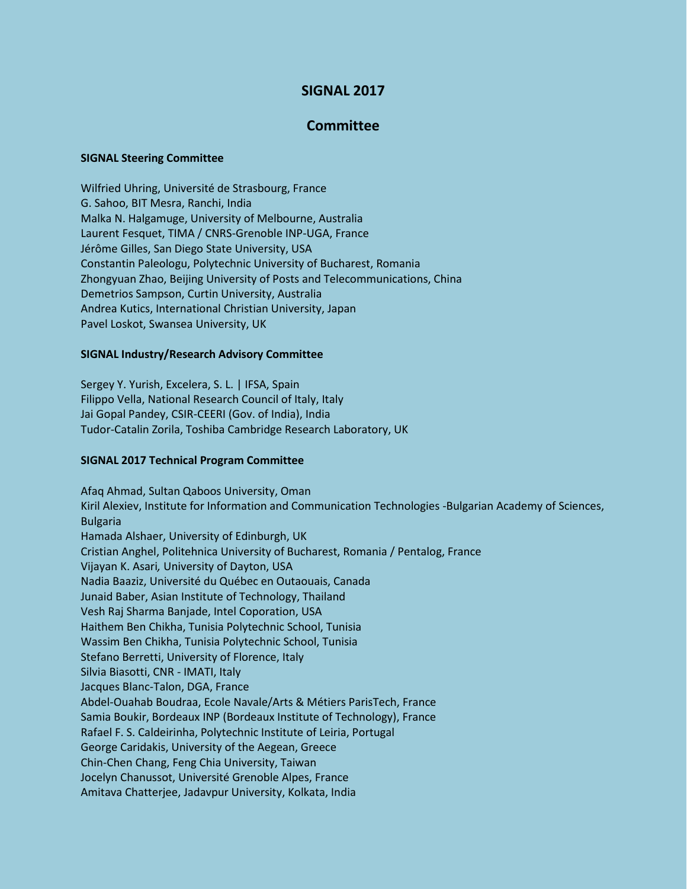# SIGNAL 2017

## Committee

### SIGNAL Steering Committee

Wilfried Uhring, Université de Strasbourg, France
G. Sahoo, BIT Mesra, Ranchi, India
Malka N. Halgamuge, University of Melbourne, Australia
Laurent Fesquet, TIMA / CNRS-Grenoble INP-UGA, France
Jérôme Gilles, San Diego State University, USA
Constantin Paleologu, Polytechnic University of Bucharest, Romania
Zhongyuan Zhao, Beijing University of Posts and Telecommunications, China
Demetrios Sampson, Curtin University, Australia
Andrea Kutics, International Christian University, Japan
Pavel Loskot, Swansea University, UK

### SIGNAL Industry/Research Advisory Committee

Sergey Y. Yurish, Excelera, S. L. | IFSA, Spain
Filippo Vella, National Research Council of Italy, Italy
Jai Gopal Pandey, CSIR-CEERI (Gov. of India), India
Tudor-Catalin Zorila, Toshiba Cambridge Research Laboratory, UK

### SIGNAL 2017 Technical Program Committee

Afaq Ahmad, Sultan Qaboos University, Oman
Kiril Alexiev, Institute for Information and Communication Technologies -Bulgarian Academy of Sciences, Bulgaria
Hamada Alshaer, University of Edinburgh, UK
Cristian Anghel, Politehnica University of Bucharest, Romania / Pentalog, France
Vijayan K. Asari, University of Dayton, USA
Nadia Baaziz, Université du Québec en Outaouais, Canada
Junaid Baber, Asian Institute of Technology, Thailand
Vesh Raj Sharma Banjade, Intel Coporation, USA
Haithem Ben Chikha, Tunisia Polytechnic School, Tunisia
Wassim Ben Chikha, Tunisia Polytechnic School, Tunisia
Stefano Berretti, University of Florence, Italy
Silvia Biasotti, CNR - IMATI, Italy
Jacques Blanc-Talon, DGA, France
Abdel-Ouahab Boudraa, Ecole Navale/Arts & Métiers ParisTech, France
Samia Boukir, Bordeaux INP (Bordeaux Institute of Technology), France
Rafael F. S. Caldeirinha, Polytechnic Institute of Leiria, Portugal
George Caridakis, University of the Aegean, Greece
Chin-Chen Chang, Feng Chia University, Taiwan
Jocelyn Chanussot, Université Grenoble Alpes, France
Amitava Chatterjee, Jadavpur University, Kolkata, India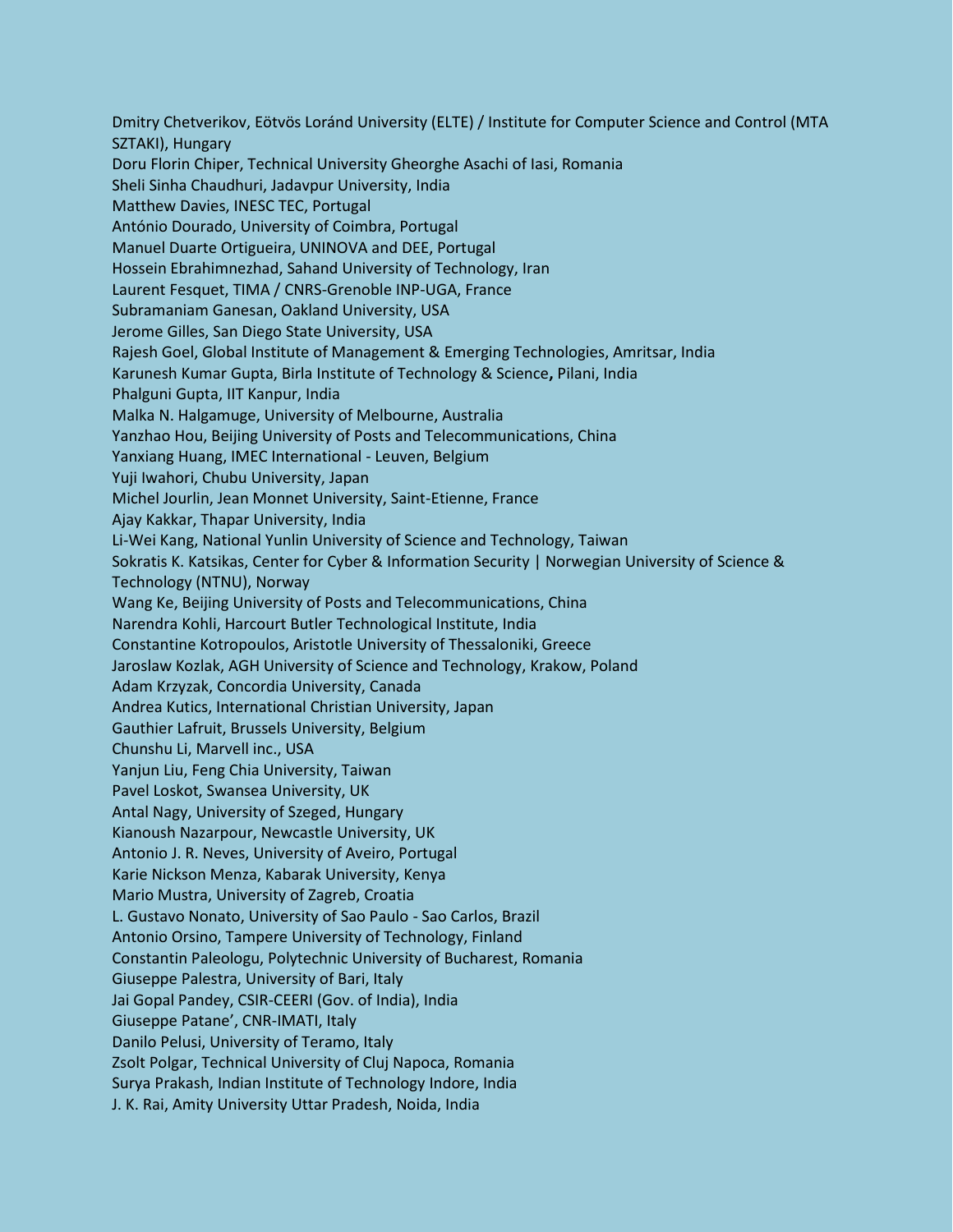Dmitry Chetverikov, Eötvös Loránd University (ELTE) / Institute for Computer Science and Control (MTA SZTAKI), Hungary
Doru Florin Chiper, Technical University Gheorghe Asachi of Iasi, Romania
Sheli Sinha Chaudhuri, Jadavpur University, India
Matthew Davies, INESC TEC, Portugal
António Dourado, University of Coimbra, Portugal
Manuel Duarte Ortigueira, UNINOVA and DEE, Portugal
Hossein Ebrahimnezhad, Sahand University of Technology, Iran
Laurent Fesquet, TIMA / CNRS-Grenoble INP-UGA, France
Subramaniam Ganesan, Oakland University, USA
Jerome Gilles, San Diego State University, USA
Rajesh Goel, Global Institute of Management & Emerging Technologies, Amritsar, India
Karunesh Kumar Gupta, Birla Institute of Technology & Science, Pilani, India
Phalguni Gupta, IIT Kanpur, India
Malka N. Halgamuge, University of Melbourne, Australia
Yanzhao Hou, Beijing University of Posts and Telecommunications, China
Yanxiang Huang, IMEC International - Leuven, Belgium
Yuji Iwahori, Chubu University, Japan
Michel Jourlin, Jean Monnet University, Saint-Etienne, France
Ajay Kakkar, Thapar University, India
Li-Wei Kang, National Yunlin University of Science and Technology, Taiwan
Sokratis K. Katsikas, Center for Cyber & Information Security | Norwegian University of Science & Technology (NTNU), Norway
Wang Ke, Beijing University of Posts and Telecommunications, China
Narendra Kohli, Harcourt Butler Technological Institute, India
Constantine Kotropoulos, Aristotle University of Thessaloniki, Greece
Jaroslaw Kozlak, AGH University of Science and Technology, Krakow, Poland
Adam Krzyzak, Concordia University, Canada
Andrea Kutics, International Christian University, Japan
Gauthier Lafruit, Brussels University, Belgium
Chunshu Li, Marvell inc., USA
Yanjun Liu, Feng Chia University, Taiwan
Pavel Loskot, Swansea University, UK
Antal Nagy, University of Szeged, Hungary
Kianoush Nazarpour, Newcastle University, UK
Antonio J. R. Neves, University of Aveiro, Portugal
Karie Nickson Menza, Kabarak University, Kenya
Mario Mustra, University of Zagreb, Croatia
L. Gustavo Nonato, University of Sao Paulo - Sao Carlos, Brazil
Antonio Orsino, Tampere University of Technology, Finland
Constantin Paleologu, Polytechnic University of Bucharest, Romania
Giuseppe Palestra, University of Bari, Italy
Jai Gopal Pandey, CSIR-CEERI (Gov. of India), India
Giuseppe Patane', CNR-IMATI, Italy
Danilo Pelusi, University of Teramo, Italy
Zsolt Polgar, Technical University of Cluj Napoca, Romania
Surya Prakash, Indian Institute of Technology Indore, India
J. K. Rai, Amity University Uttar Pradesh, Noida, India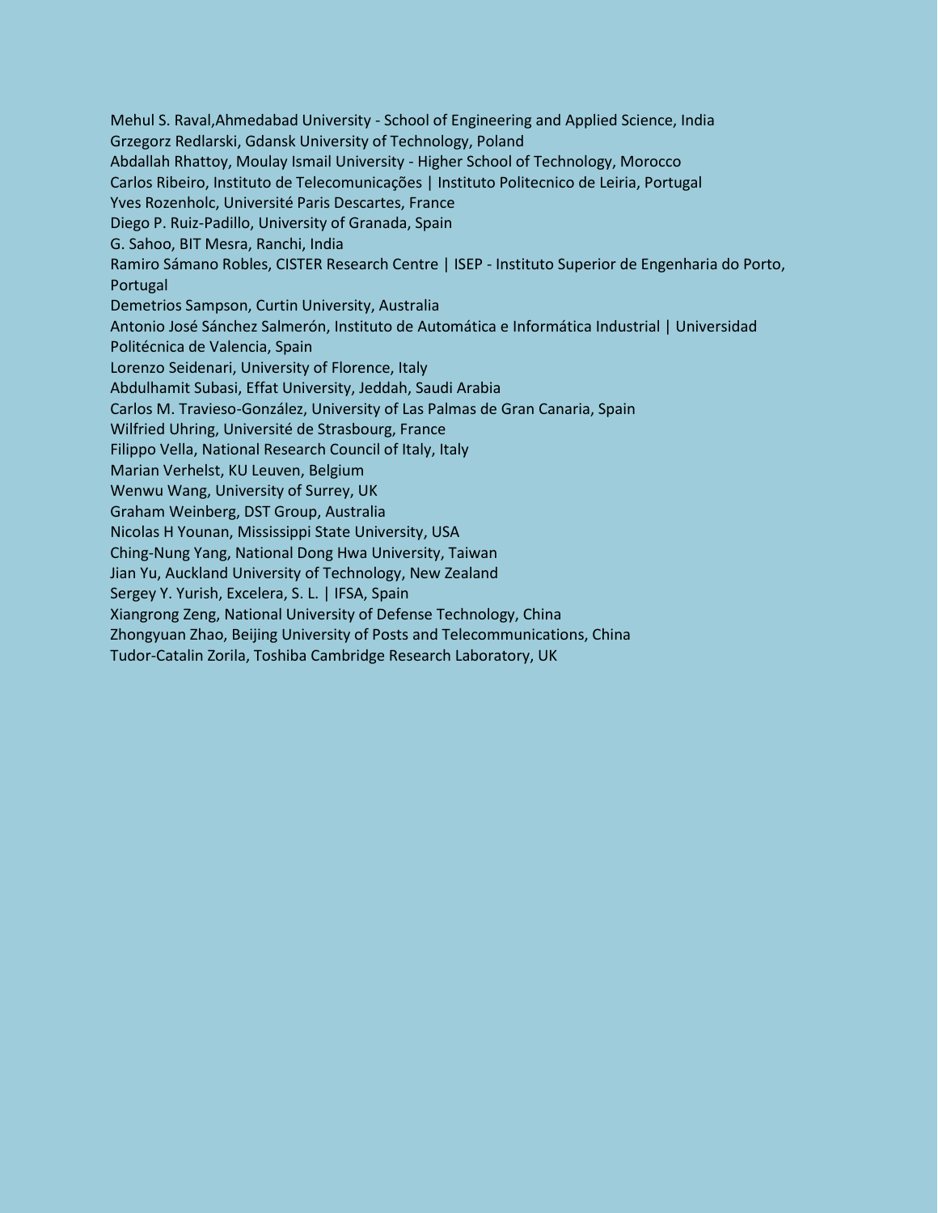Mehul S. Raval,Ahmedabad University - School of Engineering and Applied Science, India
Grzegorz Redlarski, Gdansk University of Technology, Poland
Abdallah Rhattoy, Moulay Ismail University - Higher School of Technology, Morocco
Carlos Ribeiro, Instituto de Telecomunicações | Instituto Politecnico de Leiria, Portugal
Yves Rozenholc, Université Paris Descartes, France
Diego P. Ruiz-Padillo, University of Granada, Spain
G. Sahoo, BIT Mesra, Ranchi, India
Ramiro Sámano Robles, CISTER Research Centre | ISEP - Instituto Superior de Engenharia do Porto, Portugal
Demetrios Sampson, Curtin University, Australia
Antonio José Sánchez Salmerón, Instituto de Automática e Informática Industrial | Universidad Politécnica de Valencia, Spain
Lorenzo Seidenari, University of Florence, Italy
Abdulhamit Subasi, Effat University, Jeddah, Saudi Arabia
Carlos M. Travieso-González, University of Las Palmas de Gran Canaria, Spain
Wilfried Uhring, Université de Strasbourg, France
Filippo Vella, National Research Council of Italy, Italy
Marian Verhelst, KU Leuven, Belgium
Wenwu Wang, University of Surrey, UK
Graham Weinberg, DST Group, Australia
Nicolas H Younan, Mississippi State University, USA
Ching-Nung Yang, National Dong Hwa University, Taiwan
Jian Yu, Auckland University of Technology, New Zealand
Sergey Y. Yurish, Excelera, S. L. | IFSA, Spain
Xiangrong Zeng, National University of Defense Technology, China
Zhongyuan Zhao, Beijing University of Posts and Telecommunications, China
Tudor-Catalin Zorila, Toshiba Cambridge Research Laboratory, UK